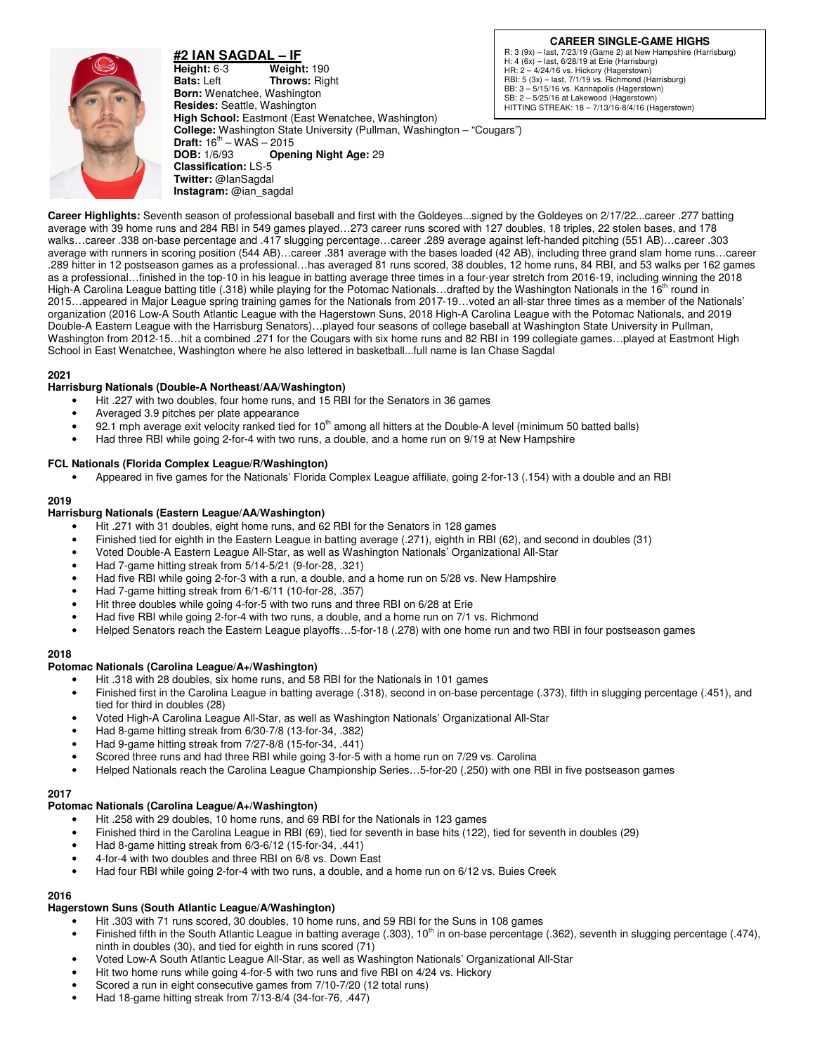## #2 IAN SAGDAL – IF

**Height:** 6-3 **Weight:** 190
**Bats:** Left **Throws:** Right
**Born:** Wenatchee, Washington
**Resides:** Seattle, Washington
**High School:** Eastmont (East Wenatchee, Washington)
**College:** Washington State University (Pullman, Washington – "Cougars")
**Draft:** 16th – WAS – 2015
**DOB:** 1/6/93 **Opening Night Age:** 29
**Classification:** LS-5
**Twitter:** @IanSagdal
**Instagram:** @ian_sagdal

**CAREER SINGLE-GAME HIGHS**
R: 3 (9x) – last, 7/23/19 (Game 2) at New Hampshire (Harrisburg)
H: 4 (6x) – last, 6/28/19 at Erie (Harrisburg)
HR: 2 – 4/24/16 vs. Hickory (Hagerstown)
RBI: 5 (3x) – last, 7/1/19 vs. Richmond (Harrisburg)
BB: 3 – 5/15/16 vs. Kannapolis (Hagerstown)
SB: 2 – 5/25/16 at Lakewood (Hagerstown)
HITTING STREAK: 18 – 7/13/16-8/4/16 (Hagerstown)

**Career Highlights:** Seventh season of professional baseball and first with the Goldeyes...signed by the Goldeyes on 2/17/22...career .277 batting average with 39 home runs and 284 RBI in 549 games played…273 career runs scored with 127 doubles, 18 triples, 22 stolen bases, and 178 walks…career .338 on-base percentage and .417 slugging percentage…career .289 average against left-handed pitching (551 AB)…career .303 average with runners in scoring position (544 AB)…career .381 average with the bases loaded (42 AB), including three grand slam home runs…career .289 hitter in 12 postseason games as a professional…has averaged 81 runs scored, 38 doubles, 12 home runs, 84 RBI, and 53 walks per 162 games as a professional…finished in the top-10 in his league in batting average three times in a four-year stretch from 2016-19, including winning the 2018 High-A Carolina League batting title (.318) while playing for the Potomac Nationals…drafted by the Washington Nationals in the 16th round in 2015…appeared in Major League spring training games for the Nationals from 2017-19…voted an all-star three times as a member of the Nationals' organization (2016 Low-A South Atlantic League with the Hagerstown Suns, 2018 High-A Carolina League with the Potomac Nationals, and 2019 Double-A Eastern League with the Harrisburg Senators)…played four seasons of college baseball at Washington State University in Pullman, Washington from 2012-15…hit a combined .271 for the Cougars with six home runs and 82 RBI in 199 collegiate games…played at Eastmont High School in East Wenatchee, Washington where he also lettered in basketball...full name is Ian Chase Sagdal

### 2021

**Harrisburg Nationals (Double-A Northeast/AA/Washington)**

- Hit .227 with two doubles, four home runs, and 15 RBI for the Senators in 36 games
- Averaged 3.9 pitches per plate appearance
- 92.1 mph average exit velocity ranked tied for 10th among all hitters at the Double-A level (minimum 50 batted balls)
- Had three RBI while going 2-for-4 with two runs, a double, and a home run on 9/19 at New Hampshire

**FCL Nationals (Florida Complex League/R/Washington)**

- Appeared in five games for the Nationals' Florida Complex League affiliate, going 2-for-13 (.154) with a double and an RBI

### 2019

**Harrisburg Nationals (Eastern League/AA/Washington)**

- Hit .271 with 31 doubles, eight home runs, and 62 RBI for the Senators in 128 games
- Finished tied for eighth in the Eastern League in batting average (.271), eighth in RBI (62), and second in doubles (31)
- Voted Double-A Eastern League All-Star, as well as Washington Nationals' Organizational All-Star
- Had 7-game hitting streak from 5/14-5/21 (9-for-28, .321)
- Had five RBI while going 2-for-3 with a run, a double, and a home run on 5/28 vs. New Hampshire
- Had 7-game hitting streak from 6/1-6/11 (10-for-28, .357)
- Hit three doubles while going 4-for-5 with two runs and three RBI on 6/28 at Erie
- Had five RBI while going 2-for-4 with two runs, a double, and a home run on 7/1 vs. Richmond
- Helped Senators reach the Eastern League playoffs…5-for-18 (.278) with one home run and two RBI in four postseason games

### 2018

**Potomac Nationals (Carolina League/A+/Washington)**

- Hit .318 with 28 doubles, six home runs, and 58 RBI for the Nationals in 101 games
- Finished first in the Carolina League in batting average (.318), second in on-base percentage (.373), fifth in slugging percentage (.451), and tied for third in doubles (28)
- Voted High-A Carolina League All-Star, as well as Washington Nationals' Organizational All-Star
- Had 8-game hitting streak from 6/30-7/8 (13-for-34, .382)
- Had 9-game hitting streak from 7/27-8/8 (15-for-34, .441)
- Scored three runs and had three RBI while going 3-for-5 with a home run on 7/29 vs. Carolina
- Helped Nationals reach the Carolina League Championship Series…5-for-20 (.250) with one RBI in five postseason games

### 2017

**Potomac Nationals (Carolina League/A+/Washington)**

- Hit .258 with 29 doubles, 10 home runs, and 69 RBI for the Nationals in 123 games
- Finished third in the Carolina League in RBI (69), tied for seventh in base hits (122), tied for seventh in doubles (29)
- Had 8-game hitting streak from 6/3-6/12 (15-for-34, .441)
- 4-for-4 with two doubles and three RBI on 6/8 vs. Down East
- Had four RBI while going 2-for-4 with two runs, a double, and a home run on 6/12 vs. Buies Creek

### 2016

**Hagerstown Suns (South Atlantic League/A/Washington)**

- Hit .303 with 71 runs scored, 30 doubles, 10 home runs, and 59 RBI for the Suns in 108 games
- Finished fifth in the South Atlantic League in batting average (.303), 10th in on-base percentage (.362), seventh in slugging percentage (.474), ninth in doubles (30), and tied for eighth in runs scored (71)
- Voted Low-A South Atlantic League All-Star, as well as Washington Nationals' Organizational All-Star
- Hit two home runs while going 4-for-5 with two runs and five RBI on 4/24 vs. Hickory
- Scored a run in eight consecutive games from 7/10-7/20 (12 total runs)
- Had 18-game hitting streak from 7/13-8/4 (34-for-76, .447)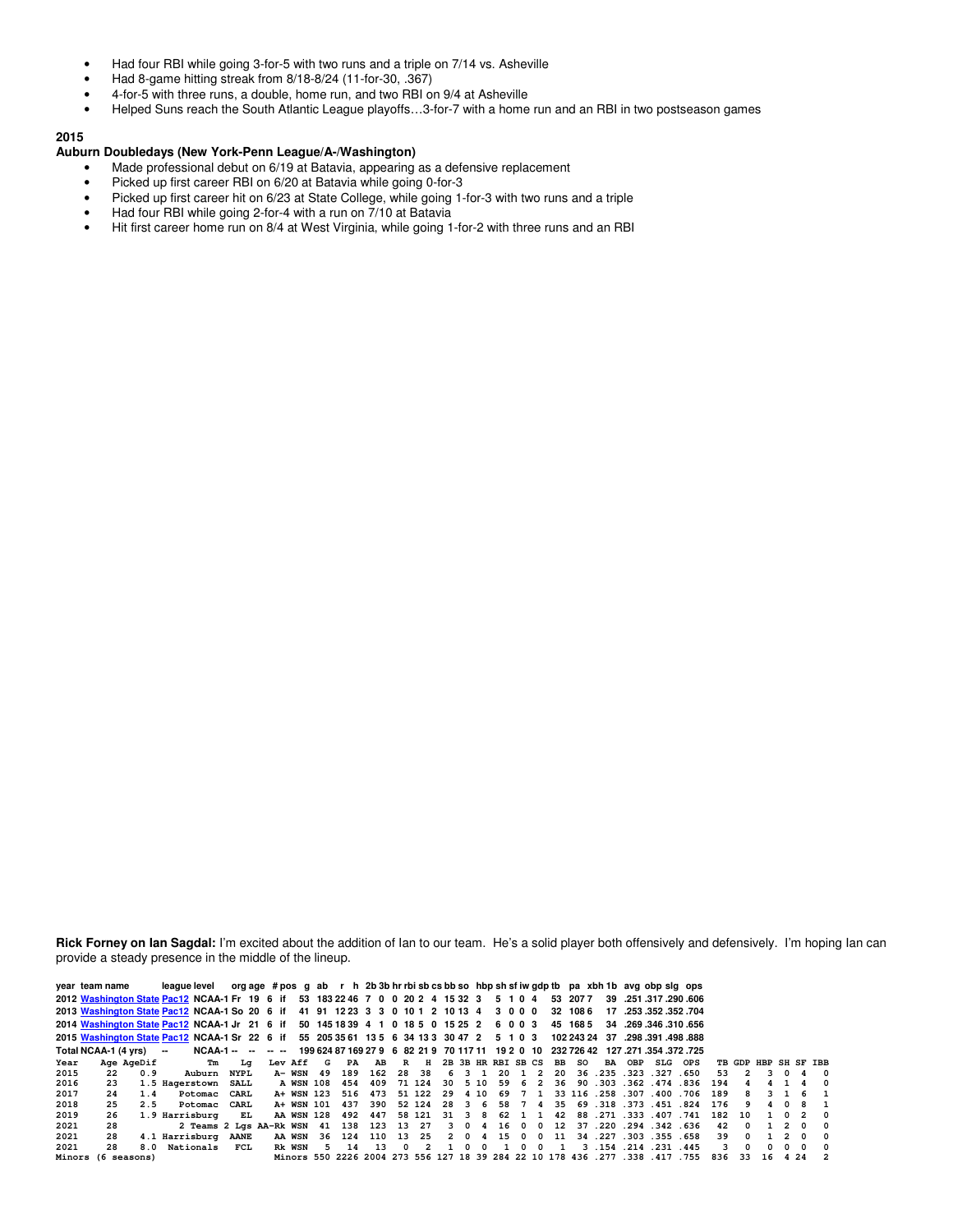- Had four RBI while going 3-for-5 with two runs and a triple on 7/14 vs. Asheville
- Had 8-game hitting streak from 8/18-8/24 (11-for-30, .367)
- 4-for-5 with three runs, a double, home run, and two RBI on 9/4 at Asheville
- Helped Suns reach the South Atlantic League playoffs…3-for-7 with a home run and an RBI in two postseason games

**2015**

**Auburn Doubledays (New York-Penn League/A-/Washington)**

- Made professional debut on 6/19 at Batavia, appearing as a defensive replacement
- Picked up first career RBI on 6/20 at Batavia while going 0-for-3
- Picked up first career hit on 6/23 at State College, while going 1-for-3 with two runs and a triple
- Had four RBI while going 2-for-4 with a run on 7/10 at Batavia
- Hit first career home run on 8/4 at West Virginia, while going 1-for-2 with three runs and an RBI

**Rick Forney on Ian Sagdal:** I'm excited about the addition of Ian to our team. He's a solid player both offensively and defensively. I'm hoping Ian can provide a steady presence in the middle of the lineup.

| year | team name | league | level | org | age | #pos | g | ab | r | h | 2b | 3b | hr | rbi | sb | cs | bb | so | hbp | sh | sf | iw | gdp | tb | pa | xbh | 1b | avg | obp | slg | ops |
|---|---|---|---|---|---|---|---|---|---|---|---|---|---|---|---|---|---|---|---|---|---|---|---|---|---|---|---|---|---|---|---|
| 2012 | Washington State | Pac12 | NCAA-1 | Fr | 19 | 6 | if | 53 | 183 | 22 | 46 | 7 | 0 | 0 | 20 | 2 | 4 | 15 | 32 | 3 | 5 | 1 | 0 | 4 | 53 | 207 | 7 | 39 | .251 | .317 | .290 | .606 |
| 2013 | Washington State | Pac12 | NCAA-1 | So | 20 | 6 | if | 41 | 91 | 12 | 23 | 3 | 3 | 0 | 10 | 1 | 2 | 10 | 13 | 4 | 3 | 0 | 0 | 0 | 32 | 108 | 6 | 17 | .253 | .352 | .352 | .704 |
| 2014 | Washington State | Pac12 | NCAA-1 | Jr | 21 | 6 | if | 50 | 145 | 18 | 39 | 4 | 1 | 0 | 18 | 5 | 0 | 15 | 25 | 2 | 6 | 0 | 0 | 3 | 45 | 168 | 5 | 34 | .269 | .346 | .310 | .656 |
| 2015 | Washington State | Pac12 | NCAA-1 | Sr | 22 | 6 | if | 55 | 205 | 35 | 61 | 13 | 5 | 6 | 34 | 13 | 3 | 30 | 47 | 2 | 5 | 1 | 0 | 3 | 102 | 243 | 24 | 37 | .298 | .391 | .498 | .888 |
| Total NCAA-1 (4 yrs) | | -- | NCAA-1 | -- | -- | -- | -- | 199 | 624 | 87 | 169 | 27 | 9 | 6 | 82 | 21 | 9 | 70 | 117 | 11 | 19 | 2 | 0 | 10 | 232 | 726 | 42 | 127 | .271 | .354 | .372 | .725 |

| Year | Age | AgeDif | Tm | Lg | Lev | Aff | G | PA | AB | R | H | 2B | 3B | HR | RBI | SB | CS | BB | SO | BA | OBP | SLG | OPS | TB | GDP | HBP | SH | SF | IBB |
|---|---|---|---|---|---|---|---|---|---|---|---|---|---|---|---|---|---|---|---|---|---|---|---|---|---|---|---|---|---|
| 2015 | 22 | 0.9 | Auburn | NYPL | A- | WSN | 49 | 189 | 162 | 28 | 38 | 6 | 3 | 1 | 20 | 1 | 2 | 20 | 36 | .235 | .323 | .327 | .650 | 53 | 2 | 3 | 0 | 4 | 0 |
| 2016 | 23 | 1.5 | Hagerstown | SALL | A | WSN | 108 | 454 | 409 | 71 | 124 | 30 | 5 | 10 | 59 | 6 | 2 | 36 | 90 | .303 | .362 | .474 | .836 | 194 | 4 | 4 | 1 | 4 | 0 |
| 2017 | 24 | 1.4 | Potomac | CARL | A+ | WSN | 123 | 516 | 473 | 51 | 122 | 29 | 4 | 10 | 69 | 7 | 1 | 33 | 116 | .258 | .307 | .400 | .706 | 189 | 8 | 3 | 1 | 6 | 1 |
| 2018 | 25 | 2.5 | Potomac | CARL | A+ | WSN | 101 | 437 | 390 | 52 | 124 | 28 | 3 | 6 | 58 | 7 | 4 | 35 | 69 | .318 | .373 | .451 | .824 | 176 | 9 | 4 | 0 | 8 | 1 |
| 2019 | 26 | 1.9 | Harrisburg | EL | AA | WSN | 128 | 492 | 447 | 58 | 121 | 31 | 3 | 8 | 62 | 1 | 1 | 42 | 88 | .271 | .333 | .407 | .741 | 182 | 10 | 1 | 0 | 2 | 0 |
| 2021 | 28 | | 2 Teams | 2 Lgs | AA-Rk | WSN | 41 | 138 | 123 | 13 | 27 | 3 | 0 | 4 | 16 | 0 | 0 | 12 | 37 | .220 | .294 | .342 | .636 | 42 | 0 | 1 | 2 | 0 | 0 |
| 2021 | 28 | 4.1 | Harrisburg | AANE | AA | WSN | 36 | 124 | 110 | 13 | 25 | 2 | 0 | 4 | 15 | 0 | 0 | 11 | 34 | .227 | .303 | .355 | .658 | 39 | 0 | 1 | 2 | 0 | 0 |
| 2021 | 28 | 8.0 | Nationals | FCL | Rk | WSN | 5 | 14 | 13 | 0 | 2 | 1 | 0 | 0 | 1 | 0 | 0 | 1 | 3 | .154 | .214 | .231 | .445 | 3 | 0 | 0 | 0 | 0 | 0 |
| Minors (6 seasons) | | | | | Minors | | 550 | 2226 | 2004 | 273 | 556 | 127 | 18 | 39 | 284 | 22 | 10 | 178 | 436 | .277 | .338 | .417 | .755 | 836 | 33 | 16 | 4 | 24 | 2 |